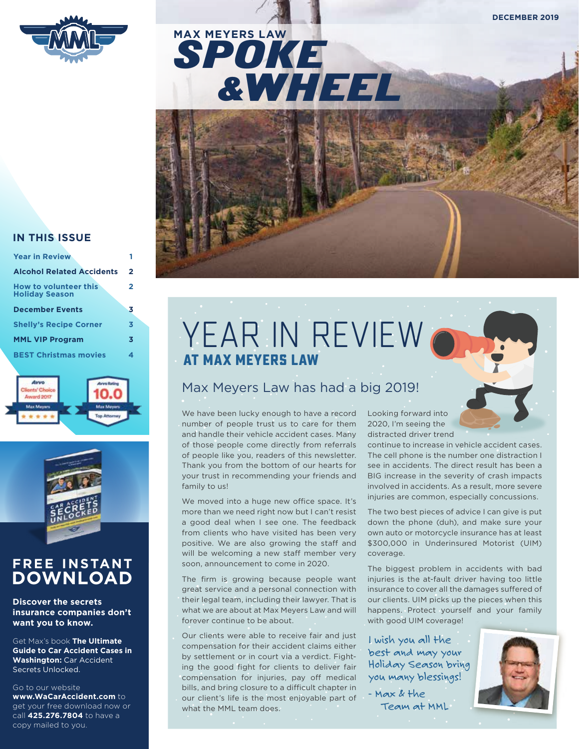DECEMBER 2019

# MAX MEYERS LAW SPOKE & WHEEL

## IN THIS ISSUE

| | |
|---|---|
| Year in Review | 1 |
| Alcohol Related Accidents | 2 |
| How to volunteer this Holiday Season | 2 |
| December Events | 3 |
| Shelly's Recipe Corner | 3 |
| MML VIP Program | 3 |
| BEST Christmas movies | 4 |

Avvo Clients' Choice Award 2017 Max Meyers

Avvo Rating 10.0 Max Meyers Top Attorney

## FREE INSTANT DOWNLOAD

**Discover the secrets insurance companies don't want you to know.**

Get Max's book **The Ultimate Guide to Car Accident Cases in Washington:** Car Accident Secrets Unlocked.

Go to our website **www.WaCarAccident.com** to get your free download now or call **425.276.7804** to have a copy mailed to you.

# YEAR IN REVIEW
## AT MAX MEYERS LAW

### Max Meyers Law has had a big 2019!

We have been lucky enough to have a record number of people trust us to care for them and handle their vehicle accident cases. Many of those people come directly from referrals of people like you, readers of this newsletter. Thank you from the bottom of our hearts for your trust in recommending your friends and family to us!

We moved into a huge new office space. It's more than we need right now but I can't resist a good deal when I see one. The feedback from clients who have visited has been very positive. We are also growing the staff and will be welcoming a new staff member very soon, announcement to come in 2020.

The firm is growing because people want great service and a personal connection with their legal team, including their lawyer. That is what we are about at Max Meyers Law and will forever continue to be about.

Our clients were able to receive fair and just compensation for their accident claims either by settlement or in court via a verdict. Fighting the good fight for clients to deliver fair compensation for injuries, pay off medical bills, and bring closure to a difficult chapter in our client's life is the most enjoyable part of what the MML team does.

Looking forward into 2020, I'm seeing the distracted driver trend continue to increase in vehicle accident cases. The cell phone is the number one distraction I see in accidents. The direct result has been a BIG increase in the severity of crash impacts involved in accidents. As a result, more severe injuries are common, especially concussions.

The two best pieces of advice I can give is put down the phone (duh), and make sure your own auto or motorcycle insurance has at least $300,000 in Underinsured Motorist (UIM) coverage.

The biggest problem in accidents with bad injuries is the at-fault driver having too little insurance to cover all the damages suffered of our clients. UIM picks up the pieces when this happens. Protect yourself and your family with good UIM coverage!

*I wish you all the best and may your Holiday Season bring you many blessings!*

*- Max & the Team at MML*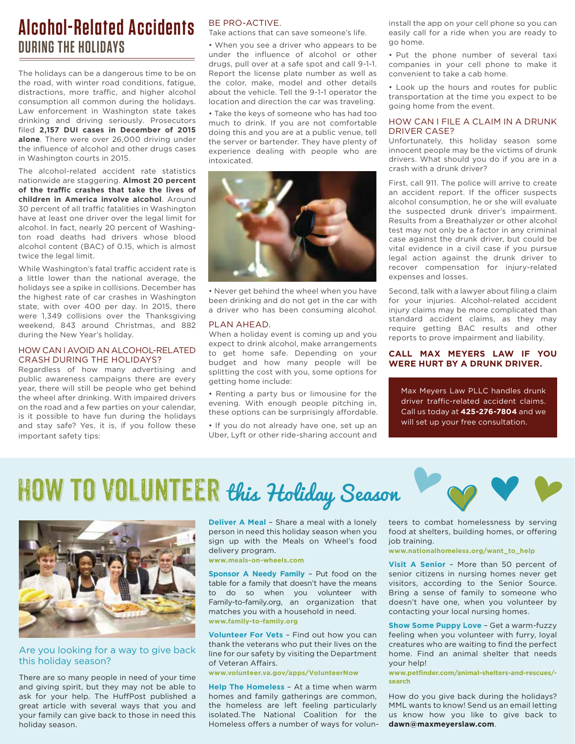# Alcohol-Related Accidents

## DURING THE HOLIDAYS

The holidays can be a dangerous time to be on the road, with winter road conditions, fatigue, distractions, more traffic, and higher alcohol consumption all common during the holidays. Law enforcement in Washington state takes drinking and driving seriously. Prosecutors filed **2,157 DUI cases in December of 2015 alone**. There were over 26,000 driving under the influence of alcohol and other drugs cases in Washington courts in 2015.

The alcohol-related accident rate statistics nationwide are staggering. **Almost 20 percent of the traffic crashes that take the lives of children in America involve alcohol**. Around 30 percent of all traffic fatalities in Washington have at least one driver over the legal limit for alcohol. In fact, nearly 20 percent of Washington road deaths had drivers whose blood alcohol content (BAC) of 0.15, which is almost twice the legal limit.

While Washington's fatal traffic accident rate is a little lower than the national average, the holidays see a spike in collisions. December has the highest rate of car crashes in Washington state, with over 400 per day. In 2015, there were 1,349 collisions over the Thanksgiving weekend, 843 around Christmas, and 882 during the New Year's holiday.

### HOW CAN I AVOID AN ALCOHOL-RELATED CRASH DURING THE HOLIDAYS?

Regardless of how many advertising and public awareness campaigns there are every year, there will still be people who get behind the wheel after drinking. With impaired drivers on the road and a few parties on your calendar, is it possible to have fun during the holidays and stay safe? Yes, it is, if you follow these important safety tips:

### BE PRO-ACTIVE.

Take actions that can save someone's life.

- When you see a driver who appears to be under the influence of alcohol or other drugs, pull over at a safe spot and call 9-1-1. Report the license plate number as well as the color, make, model and other details about the vehicle. Tell the 9-1-1 operator the location and direction the car was traveling.
- Take the keys of someone who has had too much to drink. If you are not comfortable doing this and you are at a public venue, tell the server or bartender. They have plenty of experience dealing with people who are intoxicated.
- Never get behind the wheel when you have been drinking and do not get in the car with a driver who has been consuming alcohol.

### PLAN AHEAD.

When a holiday event is coming up and you expect to drink alcohol, make arrangements to get home safe. Depending on your budget and how many people will be splitting the cost with you, some options for getting home include:

- Renting a party bus or limousine for the evening. With enough people pitching in, these options can be surprisingly affordable.
- If you do not already have one, set up an Uber, Lyft or other ride-sharing account and install the app on your cell phone so you can easily call for a ride when you are ready to go home.
- Put the phone number of several taxi companies in your cell phone to make it convenient to take a cab home.
- Look up the hours and routes for public transportation at the time you expect to be going home from the event.

### HOW CAN I FILE A CLAIM IN A DRUNK DRIVER CASE?

Unfortunately, this holiday season some innocent people may be the victims of drunk drivers. What should you do if you are in a crash with a drunk driver?

First, call 911. The police will arrive to create an accident report. If the officer suspects alcohol consumption, he or she will evaluate the suspected drunk driver's impairment. Results from a Breathalyzer or other alcohol test may not only be a factor in any criminal case against the drunk driver, but could be vital evidence in a civil case if you pursue legal action against the drunk driver to recover compensation for injury-related expenses and losses.

Second, talk with a lawyer about filing a claim for your injuries. Alcohol-related accident injury claims may be more complicated than standard accident claims, as they may require getting BAC results and other reports to prove impairment and liability.

**CALL MAX MEYERS LAW IF YOU WERE HURT BY A DRUNK DRIVER.**

Max Meyers Law PLLC handles drunk driver traffic-related accident claims. Call us today at **425-276-7804** and we will set up your free consultation.

# HOW TO VOLUNTEER *this Holiday Season*

### Are you looking for a way to give back this holiday season?

There are so many people in need of your time and giving spirit, but they may not be able to ask for your help. The HuffPost published a great article with several ways that you and your family can give back to those in need this holiday season.

**Deliver A Meal** – Share a meal with a lonely person in need this holiday season when you sign up with the Meals on Wheel's food delivery program.
**www.meals-on-wheels.com**

**Sponsor A Needy Family** – Put food on the table for a family that doesn't have the means to do so when you volunteer with Family-to-family.org, an organization that matches you with a household in need.
**www.family-to-family.org**

**Volunteer For Vets** – Find out how you can thank the veterans who put their lives on the line for our safety by visiting the Department of Veteran Affairs.
**www.volunteer.va.gov/apps/VolunteerNow**

**Help The Homeless** – At a time when warm homes and family gatherings are common, the homeless are left feeling particularly isolated. The National Coalition for the Homeless offers a number of ways for volunteers to combat homelessness by serving food at shelters, building homes, or offering job training.
**www.nationalhomeless.org/want_to_help**

**Visit A Senior** – More than 50 percent of senior citizens in nursing homes never get visitors, according to the Senior Source. Bring a sense of family to someone who doesn't have one, when you volunteer by contacting your local nursing homes.

**Show Some Puppy Love** – Get a warm-fuzzy feeling when you volunteer with furry, loyal creatures who are waiting to find the perfect home. Find an animal shelter that needs your help!
**www.petfinder.com/animal-shelters-and-rescues/-search**

How do you give back during the holidays? MML wants to know! Send us an email letting us know how you like to give back to **dawn@maxmeyerslaw.com**.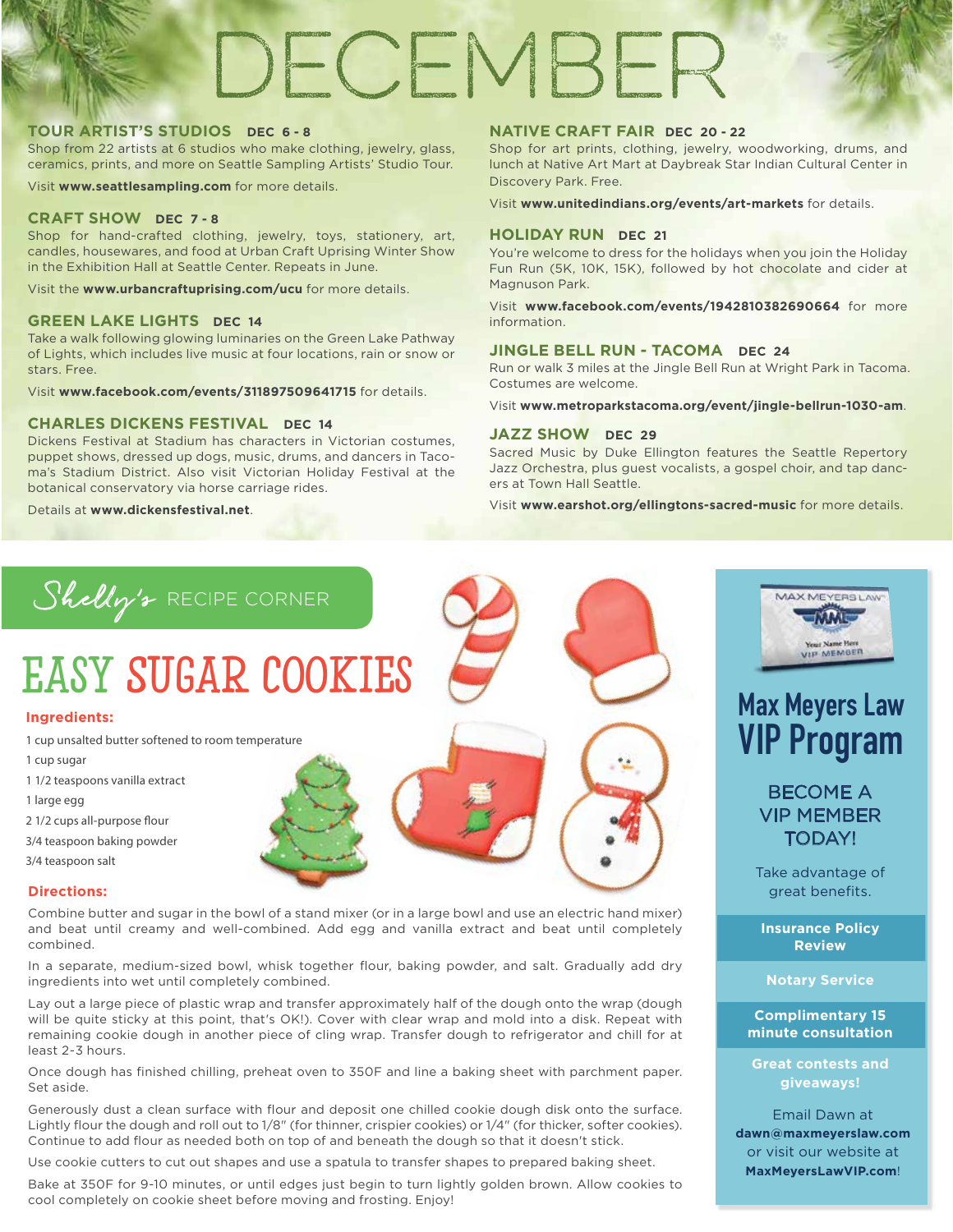# DECEMBER

## TOUR ARTIST'S STUDIOS DEC 6 - 8

Shop from 22 artists at 6 studios who make clothing, jewelry, glass, ceramics, prints, and more on Seattle Sampling Artists' Studio Tour.

Visit **www.seattlesampling.com** for more details.

## CRAFT SHOW DEC 7 - 8

Shop for hand-crafted clothing, jewelry, toys, stationery, art, candles, housewares, and food at Urban Craft Uprising Winter Show in the Exhibition Hall at Seattle Center. Repeats in June.

Visit the **www.urbancraftuprising.com/ucu** for more details.

## GREEN LAKE LIGHTS DEC 14

Take a walk following glowing luminaries on the Green Lake Pathway of Lights, which includes live music at four locations, rain or snow or stars. Free.

Visit **www.facebook.com/events/311897509641715** for details.

## CHARLES DICKENS FESTIVAL DEC 14

Dickens Festival at Stadium has characters in Victorian costumes, puppet shows, dressed up dogs, music, drums, and dancers in Tacoma's Stadium District. Also visit Victorian Holiday Festival at the botanical conservatory via horse carriage rides.

Details at **www.dickensfestival.net**.

## NATIVE CRAFT FAIR DEC 20 - 22

Shop for art prints, clothing, jewelry, woodworking, drums, and lunch at Native Art Mart at Daybreak Star Indian Cultural Center in Discovery Park. Free.

Visit **www.unitedindians.org/events/art-markets** for details.

## HOLIDAY RUN DEC 21

You're welcome to dress for the holidays when you join the Holiday Fun Run (5K, 10K, 15K), followed by hot chocolate and cider at Magnuson Park.

Visit **www.facebook.com/events/1942810382690664** for more information.

## JINGLE BELL RUN - TACOMA DEC 24

Run or walk 3 miles at the Jingle Bell Run at Wright Park in Tacoma. Costumes are welcome.

Visit **www.metroparkstacoma.org/event/jingle-bellrun-1030-am**.

## JAZZ SHOW DEC 29

Sacred Music by Duke Ellington features the Seattle Repertory Jazz Orchestra, plus guest vocalists, a gospel choir, and tap dancers at Town Hall Seattle.

Visit **www.earshot.org/ellingtons-sacred-music** for more details.

---

## *Shelly's* RECIPE CORNER

# EASY SUGAR COOKIES

### Ingredients:

1 cup unsalted butter softened to room temperature
1 cup sugar
1 1/2 teaspoons vanilla extract
1 large egg
2 1/2 cups all-purpose flour
3/4 teaspoon baking powder
3/4 teaspoon salt

### Directions:

Combine butter and sugar in the bowl of a stand mixer (or in a large bowl and use an electric hand mixer) and beat until creamy and well-combined. Add egg and vanilla extract and beat until completely combined.

In a separate, medium-sized bowl, whisk together flour, baking powder, and salt. Gradually add dry ingredients into wet until completely combined.

Lay out a large piece of plastic wrap and transfer approximately half of the dough onto the wrap (dough will be quite sticky at this point, that's OK!). Cover with clear wrap and mold into a disk. Repeat with remaining cookie dough in another piece of cling wrap. Transfer dough to refrigerator and chill for at least 2-3 hours.

Once dough has finished chilling, preheat oven to 350F and line a baking sheet with parchment paper. Set aside.

Generously dust a clean surface with flour and deposit one chilled cookie dough disk onto the surface. Lightly flour the dough and roll out to 1/8" (for thinner, crispier cookies) or 1/4" (for thicker, softer cookies). Continue to add flour as needed both on top of and beneath the dough so that it doesn't stick.

Use cookie cutters to cut out shapes and use a spatula to transfer shapes to prepared baking sheet.

Bake at 350F for 9-10 minutes, or until edges just begin to turn lightly golden brown. Allow cookies to cool completely on cookie sheet before moving and frosting. Enjoy!

---

## Max Meyers Law VIP Program

### BECOME A VIP MEMBER TODAY!

Take advantage of great benefits.

- **Insurance Policy Review**
- **Notary Service**
- **Complimentary 15 minute consultation**
- **Great contests and giveaways!**

Email Dawn at **dawn@maxmeyerslaw.com** or visit our website at **MaxMeyersLawVIP.com**!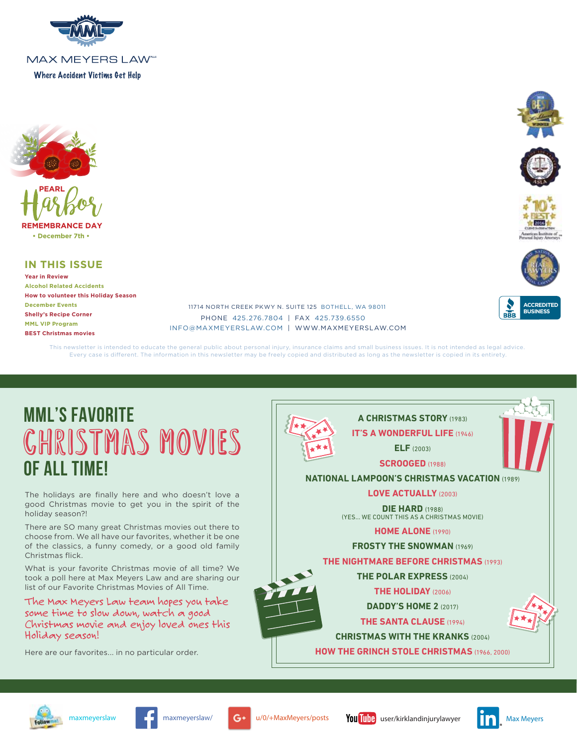MAX MEYERS LAW

Where Accident Victims Get Help

PEARL Harbor REMEMBRANCE DAY

• December 7th •

## IN THIS ISSUE

- Year in Review
- Alcohol Related Accidents
- How to volunteer this Holiday Season
- December Events
- Shelly's Recipe Corner
- MML VIP Program
- BEST Christmas movies

11714 NORTH CREEK PKWY N. SUITE 125 BOTHELL, WA 98011

PHONE 425.276.7804 | FAX 425.739.6550

INFO@MAXMEYERSLAW.COM | WWW.MAXMEYERSLAW.COM

ACCREDITED BUSINESS

This newsletter is intended to educate the general public about personal injury, insurance claims and small business issues. It is not intended as legal advice. Every case is different. The information in this newsletter may be freely copied and distributed as long as the newsletter is copied in its entirety.

# MML'S FAVORITE CHRISTMAS MOVIES OF ALL TIME!

The holidays are finally here and who doesn't love a good Christmas movie to get you in the spirit of the holiday season?!

There are SO many great Christmas movies out there to choose from. We all have our favorites, whether it be one of the classics, a funny comedy, or a good old family Christmas flick.

What is your favorite Christmas movie of all time? We took a poll here at Max Meyers Law and are sharing our list of our Favorite Christmas Movies of All Time.

*The Max Meyers Law team hopes you take some time to slow down, watch a good Christmas movie and enjoy loved ones this Holiday season!*

Here are our favorites... in no particular order.

**A CHRISTMAS STORY** (1983)

**IT'S A WONDERFUL LIFE** (1946)

**ELF** (2003)

**SCROOGED** (1988)

**NATIONAL LAMPOON'S CHRISTMAS VACATION** (1989)

**LOVE ACTUALLY** (2003)

**DIE HARD** (1988)
(YES... WE COUNT THIS AS A CHRISTMAS MOVIE)

**HOME ALONE** (1990)

**FROSTY THE SNOWMAN** (1969)

**THE NIGHTMARE BEFORE CHRISTMAS** (1993)

**THE POLAR EXPRESS** (2004)

**THE HOLIDAY** (2006)

**DADDY'S HOME 2** (2017)

**THE SANTA CLAUSE** (1994)

**CHRISTMAS WITH THE KRANKS** (2004)

**HOW THE GRINCH STOLE CHRISTMAS** (1966, 2000)

maxmeyerslaw | maxmeyerslaw/ | u/0/+MaxMeyers/posts | user/kirklandinjurylawyer | Max Meyers